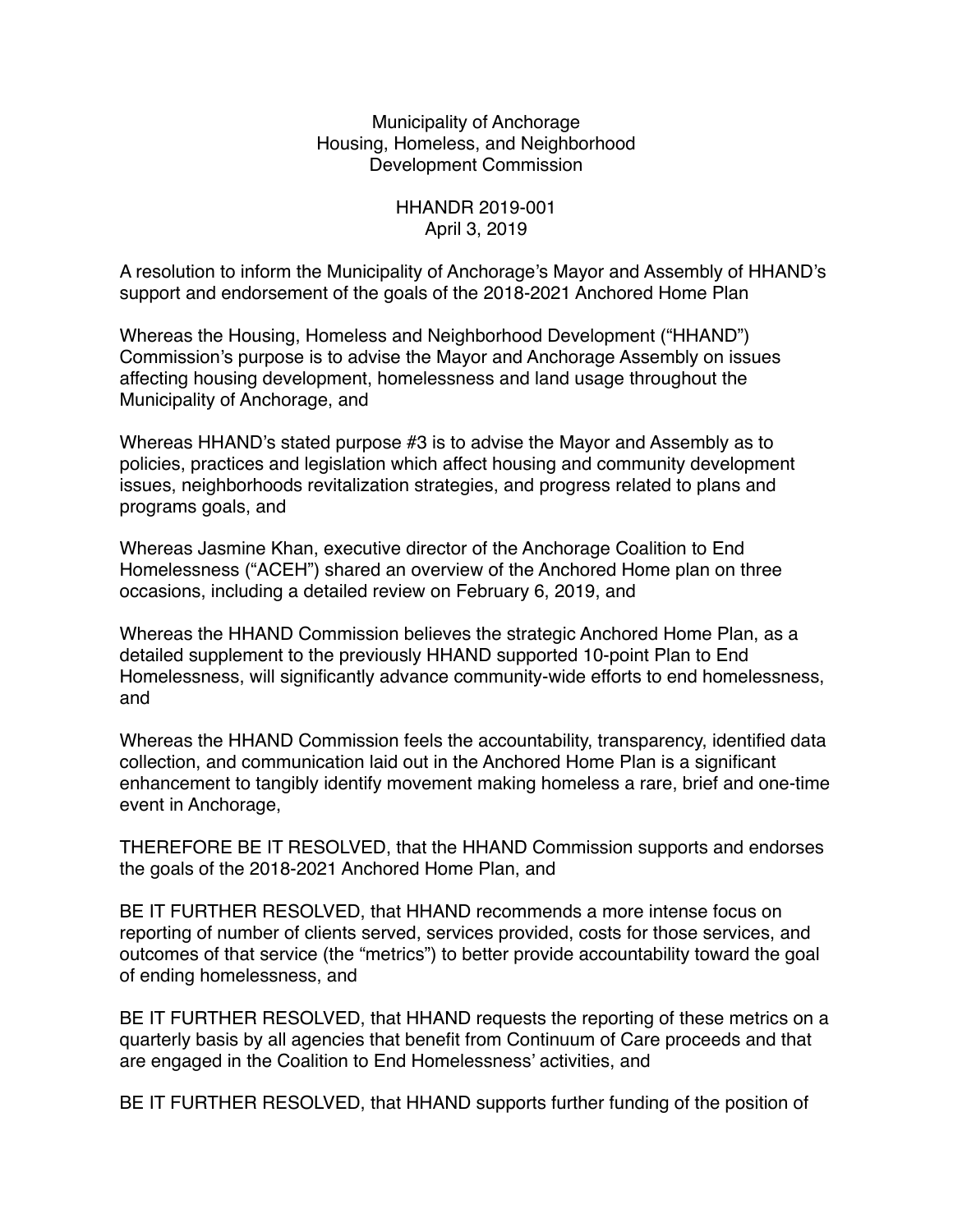Municipality of Anchorage
Housing, Homeless, and Neighborhood
Development Commission

HHANDR 2019-001
April 3, 2019

A resolution to inform the Municipality of Anchorage's Mayor and Assembly of HHAND's support and endorsement of the goals of the 2018-2021 Anchored Home Plan

Whereas the Housing, Homeless and Neighborhood Development ("HHAND") Commission's purpose is to advise the Mayor and Anchorage Assembly on issues affecting housing development, homelessness and land usage throughout the Municipality of Anchorage, and

Whereas HHAND's stated purpose #3 is to advise the Mayor and Assembly as to policies, practices and legislation which affect housing and community development issues, neighborhoods revitalization strategies, and progress related to plans and programs goals, and

Whereas Jasmine Khan, executive director of the Anchorage Coalition to End Homelessness ("ACEH") shared an overview of the Anchored Home plan on three occasions, including a detailed review on February 6, 2019, and

Whereas the HHAND Commission believes the strategic Anchored Home Plan, as a detailed supplement to the previously HHAND supported 10-point Plan to End Homelessness, will significantly advance community-wide efforts to end homelessness, and

Whereas the HHAND Commission feels the accountability, transparency, identified data collection, and communication laid out in the Anchored Home Plan is a significant enhancement to tangibly identify movement making homeless a rare, brief and one-time event in Anchorage,

THEREFORE BE IT RESOLVED, that the HHAND Commission supports and endorses the goals of the 2018-2021 Anchored Home Plan, and

BE IT FURTHER RESOLVED, that HHAND recommends a more intense focus on reporting of number of clients served, services provided, costs for those services, and outcomes of that service (the "metrics") to better provide accountability toward the goal of ending homelessness, and

BE IT FURTHER RESOLVED, that HHAND requests the reporting of these metrics on a quarterly basis by all agencies that benefit from Continuum of Care proceeds and that are engaged in the Coalition to End Homelessness' activities, and

BE IT FURTHER RESOLVED, that HHAND supports further funding of the position of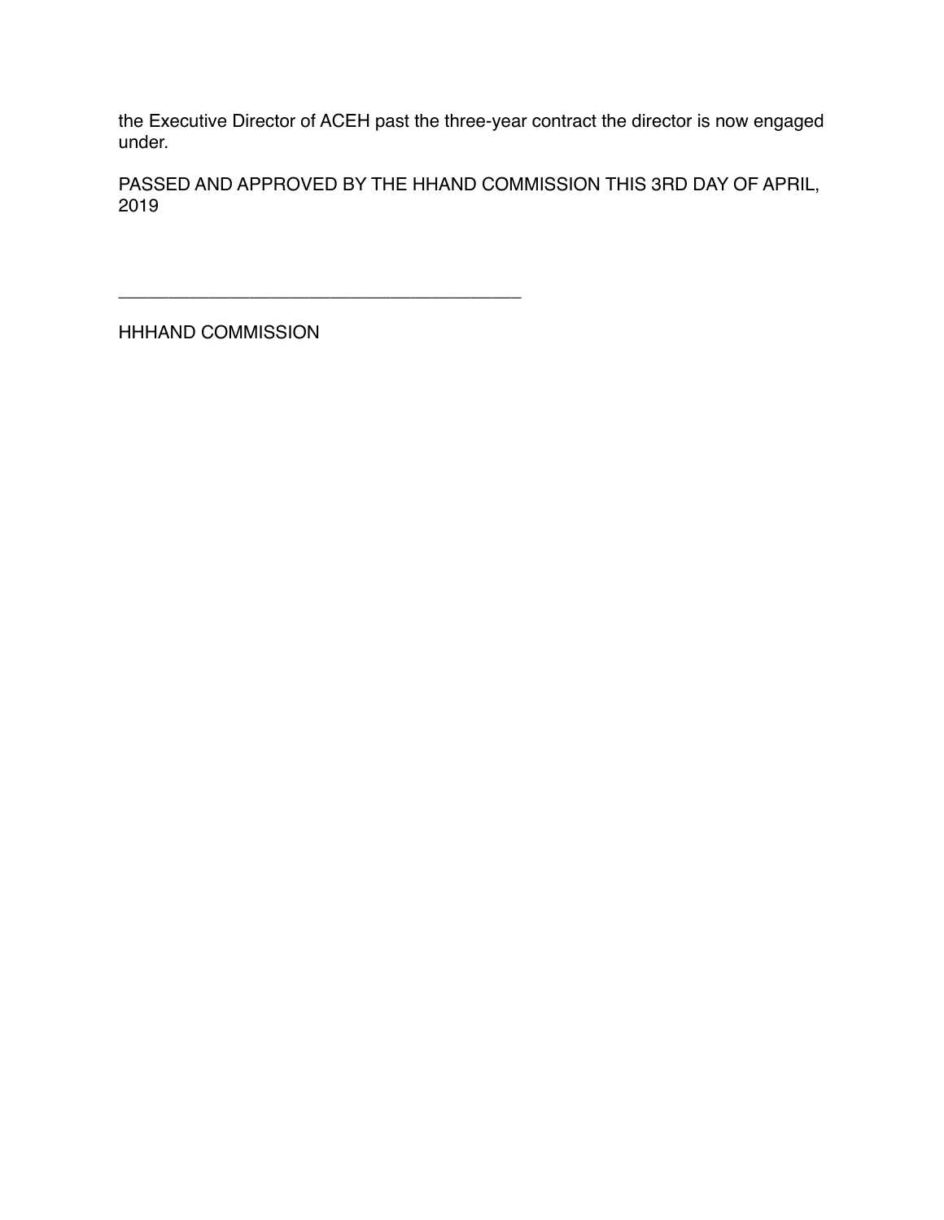the Executive Director of ACEH past the three-year contract the director is now engaged under.

PASSED AND APPROVED BY THE HHAND COMMISSION THIS 3RD DAY OF APRIL, 2019

\_\_\_\_\_\_\_\_\_\_\_\_\_\_\_\_\_\_\_\_\_\_\_\_\_\_\_\_\_\_\_\_\_\_\_\_\_\_\_\_\_\_

HHHAND COMMISSION